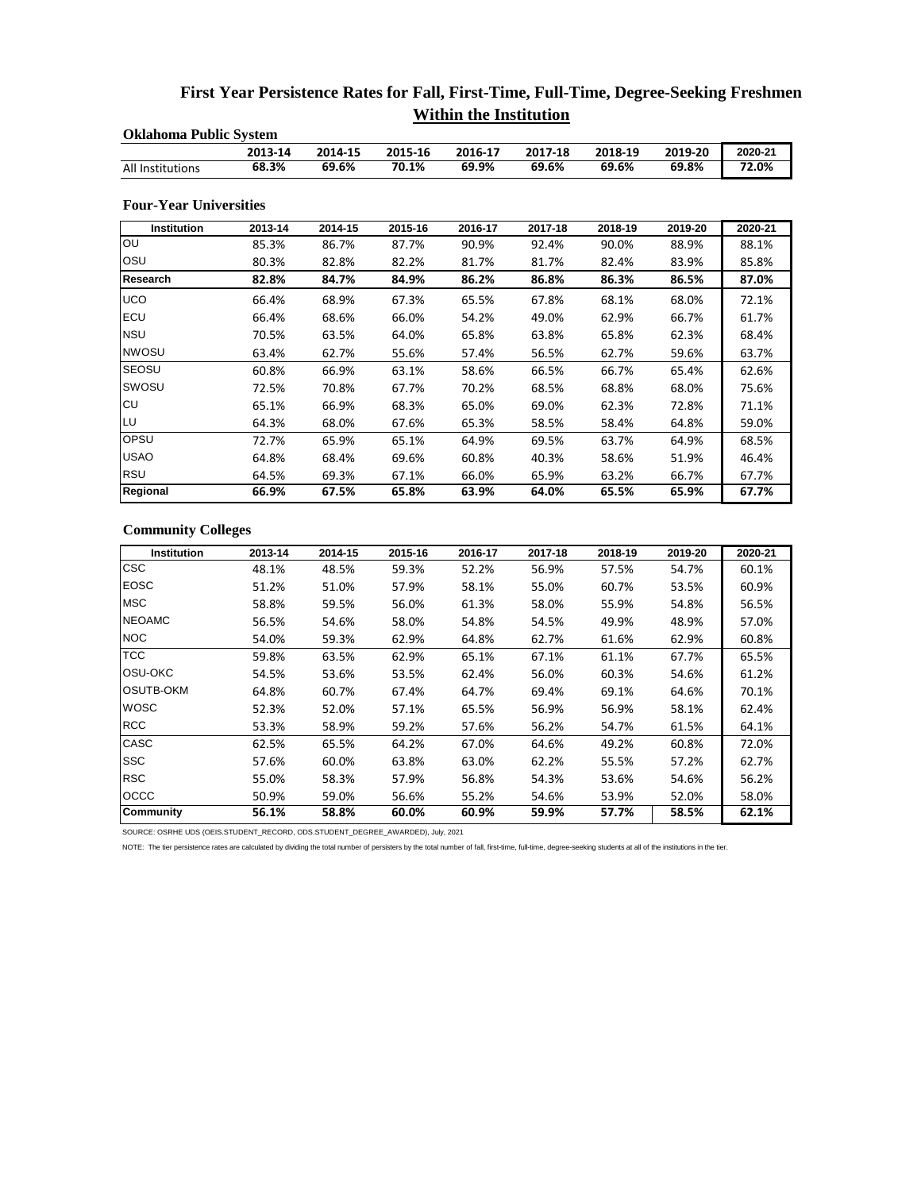# First Year Persistence Rates for Fall, First-Time, Full-Time, Degree-Seeking Freshmen
## Within the Institution

### Oklahoma Public System

| | 2013-14 | 2014-15 | 2015-16 | 2016-17 | 2017-18 | 2018-19 | 2019-20 | 2020-21 |
|---|---|---|---|---|---|---|---|---|
| All Institutions | **68.3%** | **69.6%** | **70.1%** | **69.9%** | **69.6%** | **69.6%** | **69.8%** | **72.0%** |

### Four-Year Universities

| Institution | 2013-14 | 2014-15 | 2015-16 | 2016-17 | 2017-18 | 2018-19 | 2019-20 | 2020-21 |
|---|---|---|---|---|---|---|---|---|
| OU | 85.3% | 86.7% | 87.7% | 90.9% | 92.4% | 90.0% | 88.9% | 88.1% |
| OSU | 80.3% | 82.8% | 82.2% | 81.7% | 81.7% | 82.4% | 83.9% | 85.8% |
| **Research** | **82.8%** | **84.7%** | **84.9%** | **86.2%** | **86.8%** | **86.3%** | **86.5%** | **87.0%** |
| UCO | 66.4% | 68.9% | 67.3% | 65.5% | 67.8% | 68.1% | 68.0% | 72.1% |
| ECU | 66.4% | 68.6% | 66.0% | 54.2% | 49.0% | 62.9% | 66.7% | 61.7% |
| NSU | 70.5% | 63.5% | 64.0% | 65.8% | 63.8% | 65.8% | 62.3% | 68.4% |
| NWOSU | 63.4% | 62.7% | 55.6% | 57.4% | 56.5% | 62.7% | 59.6% | 63.7% |
| SEOSU | 60.8% | 66.9% | 63.1% | 58.6% | 66.5% | 66.7% | 65.4% | 62.6% |
| SWOSU | 72.5% | 70.8% | 67.7% | 70.2% | 68.5% | 68.8% | 68.0% | 75.6% |
| CU | 65.1% | 66.9% | 68.3% | 65.0% | 69.0% | 62.3% | 72.8% | 71.1% |
| LU | 64.3% | 68.0% | 67.6% | 65.3% | 58.5% | 58.4% | 64.8% | 59.0% |
| OPSU | 72.7% | 65.9% | 65.1% | 64.9% | 69.5% | 63.7% | 64.9% | 68.5% |
| USAO | 64.8% | 68.4% | 69.6% | 60.8% | 40.3% | 58.6% | 51.9% | 46.4% |
| RSU | 64.5% | 69.3% | 67.1% | 66.0% | 65.9% | 63.2% | 66.7% | 67.7% |
| **Regional** | **66.9%** | **67.5%** | **65.8%** | **63.9%** | **64.0%** | **65.5%** | **65.9%** | **67.7%** |

### Community Colleges

| Institution | 2013-14 | 2014-15 | 2015-16 | 2016-17 | 2017-18 | 2018-19 | 2019-20 | 2020-21 |
|---|---|---|---|---|---|---|---|---|
| CSC | 48.1% | 48.5% | 59.3% | 52.2% | 56.9% | 57.5% | 54.7% | 60.1% |
| EOSC | 51.2% | 51.0% | 57.9% | 58.1% | 55.0% | 60.7% | 53.5% | 60.9% |
| MSC | 58.8% | 59.5% | 56.0% | 61.3% | 58.0% | 55.9% | 54.8% | 56.5% |
| NEOAMC | 56.5% | 54.6% | 58.0% | 54.8% | 54.5% | 49.9% | 48.9% | 57.0% |
| NOC | 54.0% | 59.3% | 62.9% | 64.8% | 62.7% | 61.6% | 62.9% | 60.8% |
| TCC | 59.8% | 63.5% | 62.9% | 65.1% | 67.1% | 61.1% | 67.7% | 65.5% |
| OSU-OKC | 54.5% | 53.6% | 53.5% | 62.4% | 56.0% | 60.3% | 54.6% | 61.2% |
| OSUTB-OKM | 64.8% | 60.7% | 67.4% | 64.7% | 69.4% | 69.1% | 64.6% | 70.1% |
| WOSC | 52.3% | 52.0% | 57.1% | 65.5% | 56.9% | 56.9% | 58.1% | 62.4% |
| RCC | 53.3% | 58.9% | 59.2% | 57.6% | 56.2% | 54.7% | 61.5% | 64.1% |
| CASC | 62.5% | 65.5% | 64.2% | 67.0% | 64.6% | 49.2% | 60.8% | 72.0% |
| SSC | 57.6% | 60.0% | 63.8% | 63.0% | 62.2% | 55.5% | 57.2% | 62.7% |
| RSC | 55.0% | 58.3% | 57.9% | 56.8% | 54.3% | 53.6% | 54.6% | 56.2% |
| OCCC | 50.9% | 59.0% | 56.6% | 55.2% | 54.6% | 53.9% | 52.0% | 58.0% |
| **Community** | **56.1%** | **58.8%** | **60.0%** | **60.9%** | **59.9%** | **57.7%** | **58.5%** | **62.1%** |

SOURCE: OSRHE UDS (OEIS.STUDENT_RECORD, ODS.STUDENT_DEGREE_AWARDED), July, 2021

NOTE: The tier persistence rates are calculated by dividing the total number of persisters by the total number of fall, first-time, full-time, degree-seeking students at all of the institutions in the tier.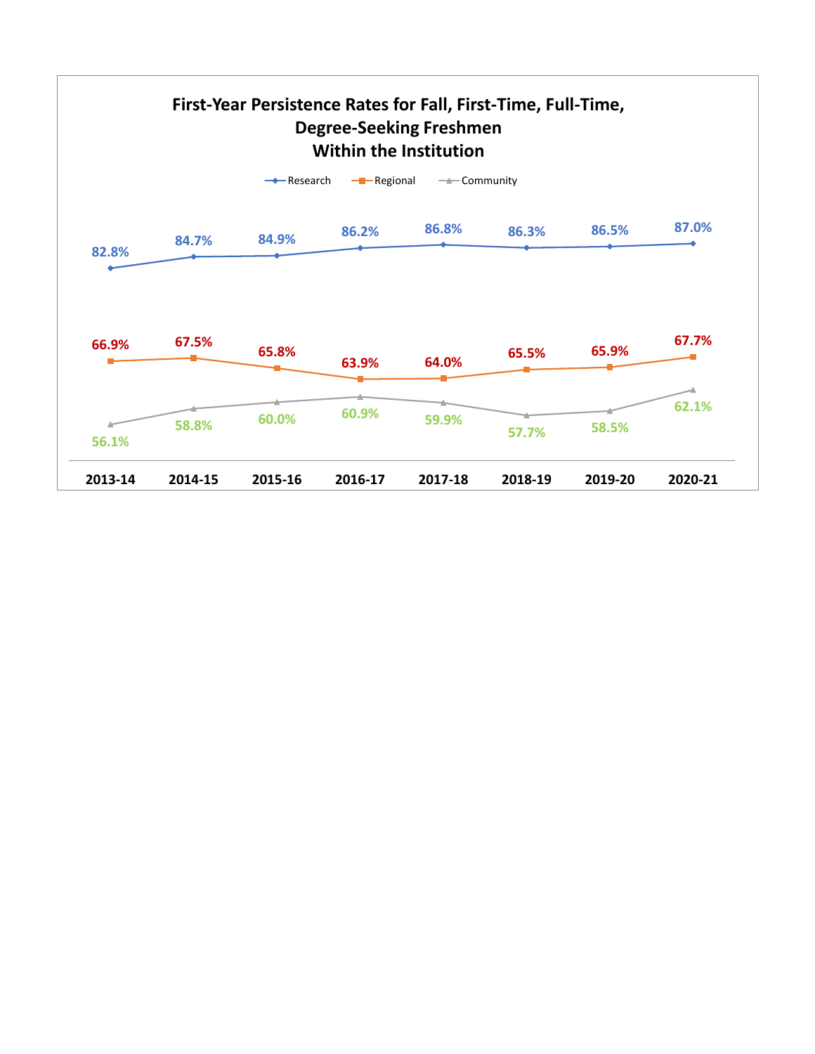**First-Year Persistence Rates for Fall, First-Time, Full-Time, Degree-Seeking Freshmen Within the Institution**

Research
Regional
Community

82.8%
84.7%
84.9%
86.2%
86.8%
86.3%
86.5%
87.0%

66.9%
67.5%
65.8%
63.9%
64.0%
65.5%
65.9%
67.7%

56.1%
58.8%
60.0%
60.9%
59.9%
57.7%
58.5%
62.1%

2013-14
2014-15
2015-16
2016-17
2017-18
2018-19
2019-20
2020-21